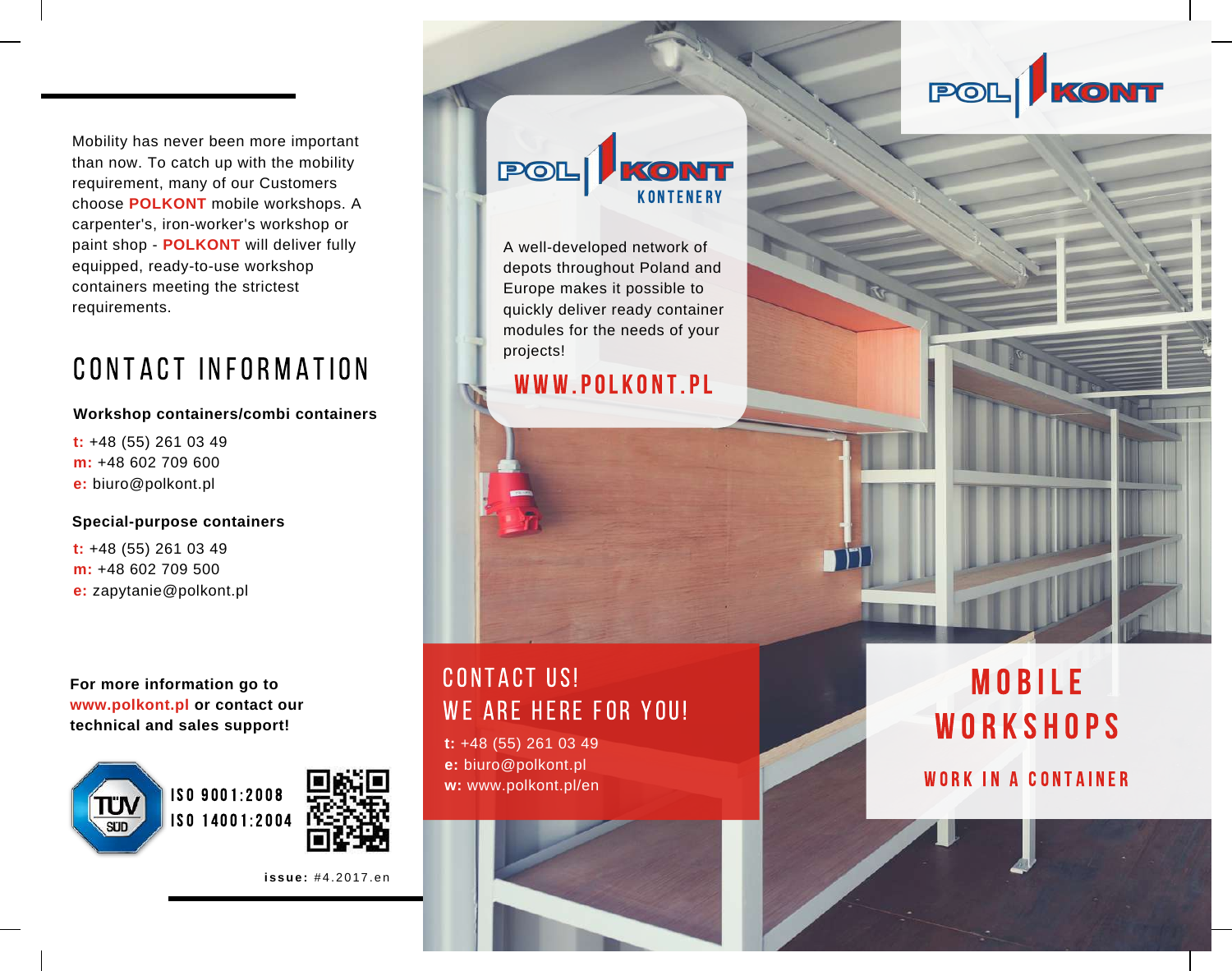Mobility has never been more important than now. To catch up with the mobility requirement, many of our Customers choose **POLKONT** mobile workshops. A carpenter's, iron-worker's workshop or paint shop - **POLKONT** will deliver fully equipped, ready-to-use workshop containers meeting the strictest requirements.

## CONTACT INFORMATION

**Workshop containers/combi containers**

**t:** +48 (55) 261 03 49
**m:** +48 602 709 600
**e:** biuro@polkont.pl

**Special-purpose containers**

**t:** +48 (55) 261 03 49
**m:** +48 602 709 500
**e:** zapytanie@polkont.pl

**For more information go to www.polkont.pl or contact our technical and sales support!**

ISO 9001:2008
ISO 14001:2004

**issue:** #4.2017.en

POL KONT
KONTENERY

A well-developed network of depots throughout Poland and Europe makes it possible to quickly deliver ready container modules for the needs of your projects!

WWW.POLKONT.PL

## CONTACT US!
## WE ARE HERE FOR YOU!

**t:** +48 (55) 261 03 49
**e:** biuro@polkont.pl
**w:** www.polkont.pl/en

POL KONT

# MOBILE WORKSHOPS

### WORK IN A CONTAINER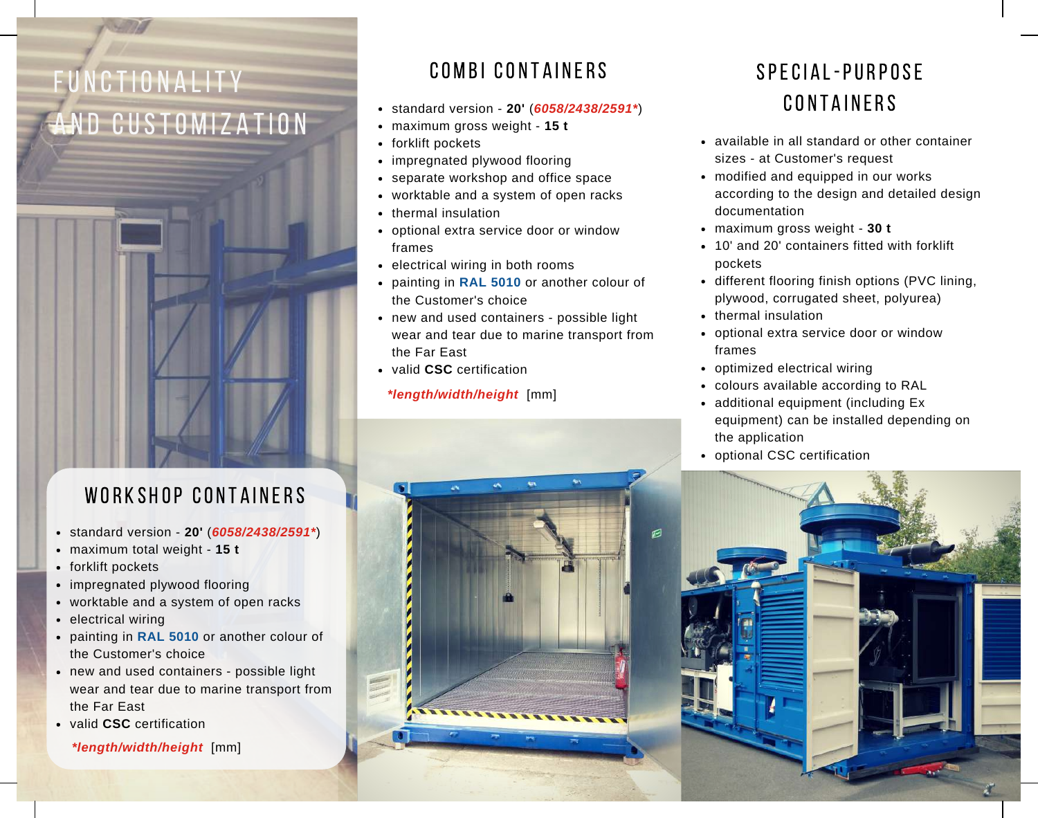# FUNCTIONALITY AND CUSTOMIZATION

## WORKSHOP CONTAINERS

- standard version - **20'** (***6058/2438/2591****)
- maximum total weight - **15 t**
- forklift pockets
- impregnated plywood flooring
- worktable and a system of open racks
- electrical wiring
- painting in **RAL 5010** or another colour of the Customer's choice
- new and used containers - possible light wear and tear due to marine transport from the Far East
- valid **CSC** certification

****length/width/height*** [mm]

## COMBI CONTAINERS

- standard version - **20'** (***6058/2438/2591****)
- maximum gross weight - **15 t**
- forklift pockets
- impregnated plywood flooring
- separate workshop and office space
- worktable and a system of open racks
- thermal insulation
- optional extra service door or window frames
- electrical wiring in both rooms
- painting in **RAL 5010** or another colour of the Customer's choice
- new and used containers - possible light wear and tear due to marine transport from the Far East
- valid **CSC** certification

****length/width/height*** [mm]

## SPECIAL-PURPOSE CONTAINERS

- available in all standard or other container sizes - at Customer's request
- modified and equipped in our works according to the design and detailed design documentation
- maximum gross weight - **30 t**
- 10' and 20' containers fitted with forklift pockets
- different flooring finish options (PVC lining, plywood, corrugated sheet, polyurea)
- thermal insulation
- optional extra service door or window frames
- optimized electrical wiring
- colours available according to RAL
- additional equipment (including Ex equipment) can be installed depending on the application
- optional CSC certification